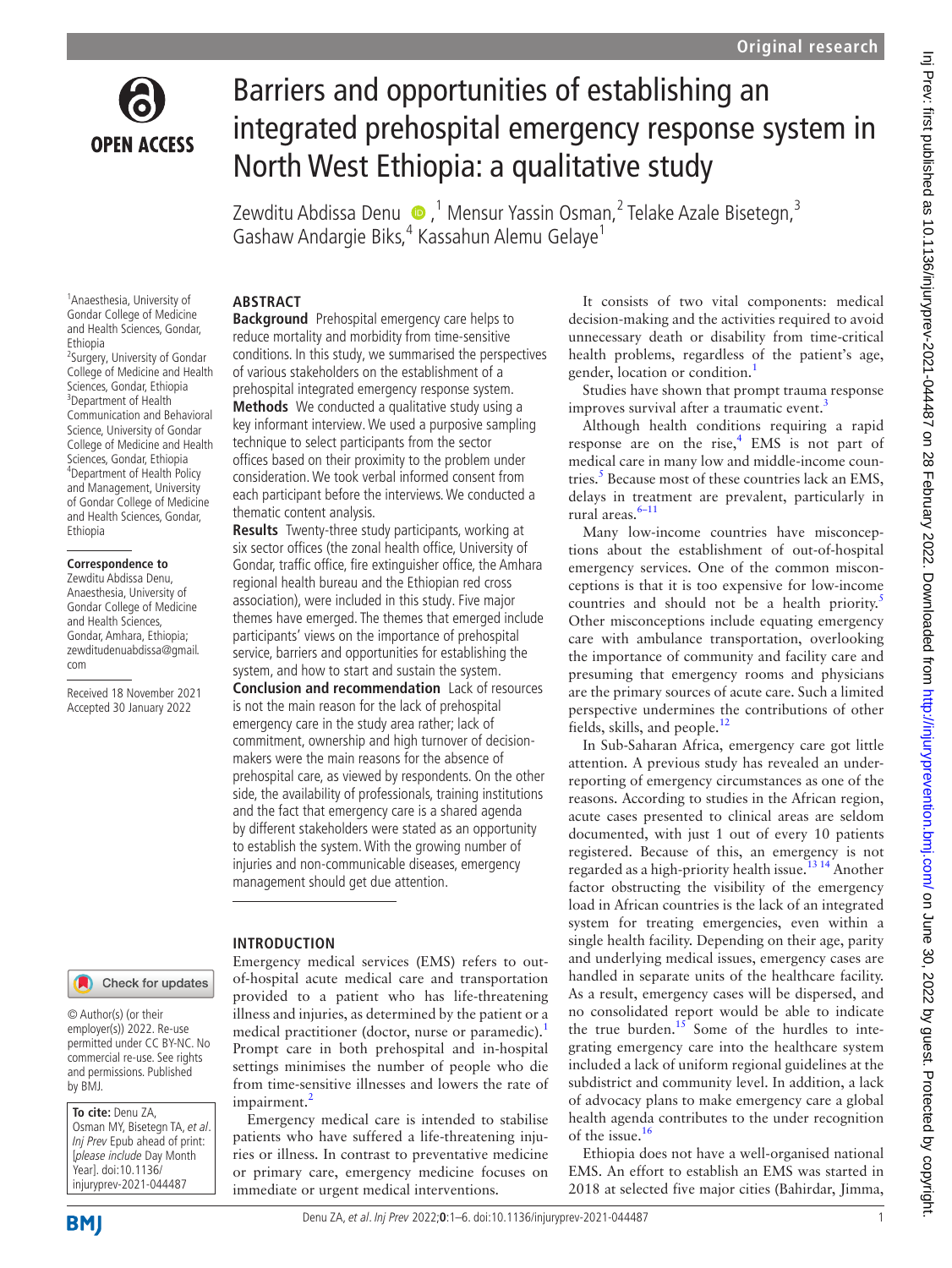# Barriers and opportunities of establishing an integrated prehospital emergency response system in North West Ethiopia: a qualitative study

Zewditu Abdissa Denu,[1] Mensur Yassin Osman,[2] Telake Azale Bisetegn,[3] Gashaw Andargie Biks,[4] Kassahun Alemu Gelaye[1]

[1]Anaesthesia, University of Gondar College of Medicine and Health Sciences, Gondar, Ethiopia
[2]Surgery, University of Gondar College of Medicine and Health Sciences, Gondar, Ethiopia
[3]Department of Health Communication and Behavioral Science, University of Gondar College of Medicine and Health Sciences, Gondar, Ethiopia
[4]Department of Health Policy and Management, University of Gondar College of Medicine and Health Sciences, Gondar, Ethiopia

**Correspondence to**
Zewditu Abdissa Denu, Anaesthesia, University of Gondar College of Medicine and Health Sciences, Gondar, Amhara, Ethiopia; zewditudenuabdissa@gmail.com

Received 18 November 2021
Accepted 30 January 2022

© Author(s) (or their employer(s)) 2022. Re-use permitted under CC BY-NC. No commercial re-use. See rights and permissions. Published by BMJ.

**To cite:** Denu ZA, Osman MY, Bisetegn TA, et al. *Inj Prev* Epub ahead of print: [please include Day Month Year]. doi:10.1136/injuryprev-2021-044487

## ABSTRACT

**Background** Prehospital emergency care helps to reduce mortality and morbidity from time-sensitive conditions. In this study, we summarised the perspectives of various stakeholders on the establishment of a prehospital integrated emergency response system.

**Methods** We conducted a qualitative study using a key informant interview. We used a purposive sampling technique to select participants from the sector offices based on their proximity to the problem under consideration. We took verbal informed consent from each participant before the interviews. We conducted a thematic content analysis.

**Results** Twenty-three study participants, working at six sector offices (the zonal health office, University of Gondar, traffic office, fire extinguisher office, the Amhara regional health bureau and the Ethiopian red cross association), were included in this study. Five major themes have emerged. The themes that emerged include participants' views on the importance of prehospital service, barriers and opportunities for establishing the system, and how to start and sustain the system.

**Conclusion and recommendation** Lack of resources is not the main reason for the lack of prehospital emergency care in the study area rather; lack of commitment, ownership and high turnover of decision-makers were the main reasons for the absence of prehospital care, as viewed by respondents. On the other side, the availability of professionals, training institutions and the fact that emergency care is a shared agenda by different stakeholders were stated as an opportunity to establish the system. With the growing number of injuries and non-communicable diseases, emergency management should get due attention.

## INTRODUCTION

Emergency medical services (EMS) refers to out-of-hospital acute medical care and transportation provided to a patient who has life-threatening illness and injuries, as determined by the patient or a medical practitioner (doctor, nurse or paramedic).[1] Prompt care in both prehospital and in-hospital settings minimises the number of people who die from time-sensitive illnesses and lowers the rate of impairment.[2]

Emergency medical care is intended to stabilise patients who have suffered a life-threatening injuries or illness. In contrast to preventative medicine or primary care, emergency medicine focuses on immediate or urgent medical interventions.

It consists of two vital components: medical decision-making and the activities required to avoid unnecessary death or disability from time-critical health problems, regardless of the patient's age, gender, location or condition.[1]

Studies have shown that prompt trauma response improves survival after a traumatic event.[3]

Although health conditions requiring a rapid response are on the rise,[4] EMS is not part of medical care in many low and middle-income countries.[5] Because most of these countries lack an EMS, delays in treatment are prevalent, particularly in rural areas.[6–11]

Many low-income countries have misconceptions about the establishment of out-of-hospital emergency services. One of the common misconceptions is that it is too expensive for low-income countries and should not be a health priority.[5] Other misconceptions include equating emergency care with ambulance transportation, overlooking the importance of community and facility care and presuming that emergency rooms and physicians are the primary sources of acute care. Such a limited perspective undermines the contributions of other fields, skills, and people.[12]

In Sub-Saharan Africa, emergency care got little attention. A previous study has revealed an under-reporting of emergency circumstances as one of the reasons. According to studies in the African region, acute cases presented to clinical areas are seldom documented, with just 1 out of every 10 patients registered. Because of this, an emergency is not regarded as a high-priority health issue.[13 14] Another factor obstructing the visibility of the emergency load in African countries is the lack of an integrated system for treating emergencies, even within a single health facility. Depending on their age, parity and underlying medical issues, emergency cases are handled in separate units of the healthcare facility. As a result, emergency cases will be dispersed, and no consolidated report would be able to indicate the true burden.[15] Some of the hurdles to integrating emergency care into the healthcare system included a lack of uniform regional guidelines at the subdistrict and community level. In addition, a lack of advocacy plans to make emergency care a global health agenda contributes to the under recognition of the issue.[16]

Ethiopia does not have a well-organised national EMS. An effort to establish an EMS was started in 2018 at selected five major cities (Bahirdar, Jimma,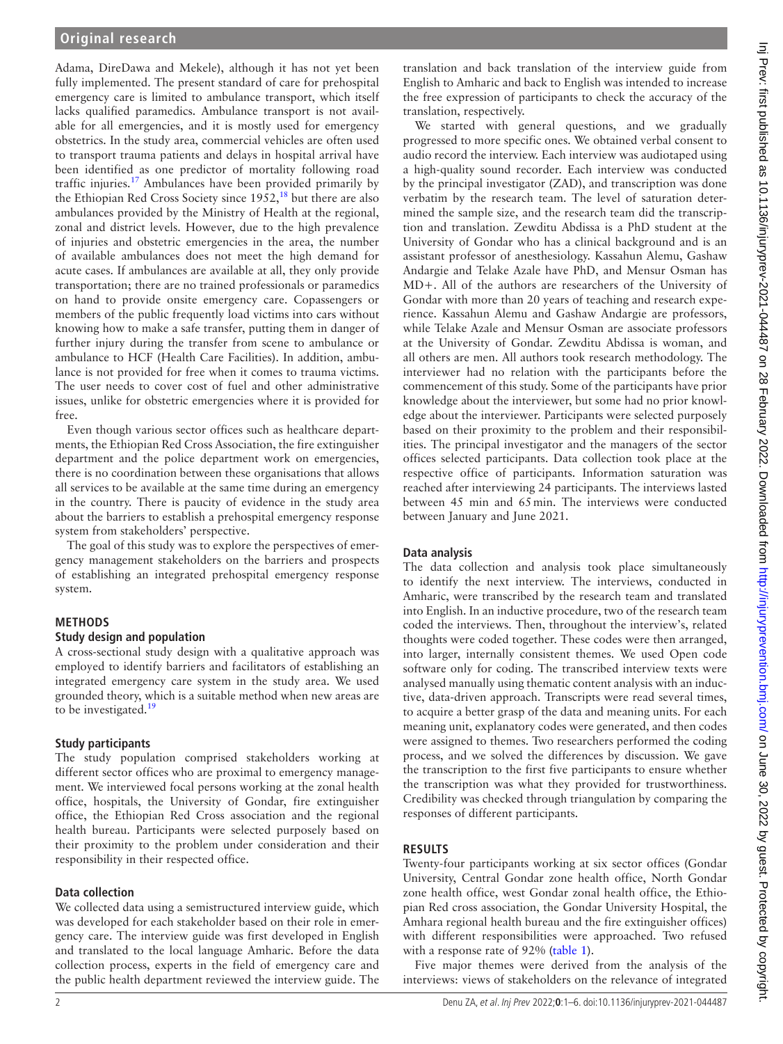Adama, DireDawa and Mekele), although it has not yet been fully implemented. The present standard of care for prehospital emergency care is limited to ambulance transport, which itself lacks qualified paramedics. Ambulance transport is not available for all emergencies, and it is mostly used for emergency obstetrics. In the study area, commercial vehicles are often used to transport trauma patients and delays in hospital arrival have been identified as one predictor of mortality following road traffic injuries.[17] Ambulances have been provided primarily by the Ethiopian Red Cross Society since 1952,[18] but there are also ambulances provided by the Ministry of Health at the regional, zonal and district levels. However, due to the high prevalence of injuries and obstetric emergencies in the area, the number of available ambulances does not meet the high demand for acute cases. If ambulances are available at all, they only provide transportation; there are no trained professionals or paramedics on hand to provide onsite emergency care. Copassengers or members of the public frequently load victims into cars without knowing how to make a safe transfer, putting them in danger of further injury during the transfer from scene to ambulance or ambulance to HCF (Health Care Facilities). In addition, ambulance is not provided for free when it comes to trauma victims. The user needs to cover cost of fuel and other administrative issues, unlike for obstetric emergencies where it is provided for free.

Even though various sector offices such as healthcare departments, the Ethiopian Red Cross Association, the fire extinguisher department and the police department work on emergencies, there is no coordination between these organisations that allows all services to be available at the same time during an emergency in the country. There is paucity of evidence in the study area about the barriers to establish a prehospital emergency response system from stakeholders' perspective.

The goal of this study was to explore the perspectives of emergency management stakeholders on the barriers and prospects of establishing an integrated prehospital emergency response system.

## METHODS

### Study design and population

A cross-sectional study design with a qualitative approach was employed to identify barriers and facilitators of establishing an integrated emergency care system in the study area. We used grounded theory, which is a suitable method when new areas are to be investigated.[19]

### Study participants

The study population comprised stakeholders working at different sector offices who are proximal to emergency management. We interviewed focal persons working at the zonal health office, hospitals, the University of Gondar, fire extinguisher office, the Ethiopian Red Cross association and the regional health bureau. Participants were selected purposely based on their proximity to the problem under consideration and their responsibility in their respected office.

### Data collection

We collected data using a semistructured interview guide, which was developed for each stakeholder based on their role in emergency care. The interview guide was first developed in English and translated to the local language Amharic. Before the data collection process, experts in the field of emergency care and the public health department reviewed the interview guide. The translation and back translation of the interview guide from English to Amharic and back to English was intended to increase the free expression of participants to check the accuracy of the translation, respectively.

We started with general questions, and we gradually progressed to more specific ones. We obtained verbal consent to audio record the interview. Each interview was audiotaped using a high-quality sound recorder. Each interview was conducted by the principal investigator (ZAD), and transcription was done verbatim by the research team. The level of saturation determined the sample size, and the research team did the transcription and translation. Zewditu Abdissa is a PhD student at the University of Gondar who has a clinical background and is an assistant professor of anesthesiology. Kassahun Alemu, Gashaw Andargie and Telake Azale have PhD, and Mensur Osman has MD+. All of the authors are researchers of the University of Gondar with more than 20 years of teaching and research experience. Kassahun Alemu and Gashaw Andargie are professors, while Telake Azale and Mensur Osman are associate professors at the University of Gondar. Zewditu Abdissa is woman, and all others are men. All authors took research methodology. The interviewer had no relation with the participants before the commencement of this study. Some of the participants have prior knowledge about the interviewer, but some had no prior knowledge about the interviewer. Participants were selected purposely based on their proximity to the problem and their responsibilities. The principal investigator and the managers of the sector offices selected participants. Data collection took place at the respective office of participants. Information saturation was reached after interviewing 24 participants. The interviews lasted between 45 min and 65 min. The interviews were conducted between January and June 2021.

### Data analysis

The data collection and analysis took place simultaneously to identify the next interview. The interviews, conducted in Amharic, were transcribed by the research team and translated into English. In an inductive procedure, two of the research team coded the interviews. Then, throughout the interview's, related thoughts were coded together. These codes were then arranged, into larger, internally consistent themes. We used Open code software only for coding. The transcribed interview texts were analysed manually using thematic content analysis with an inductive, data-driven approach. Transcripts were read several times, to acquire a better grasp of the data and meaning units. For each meaning unit, explanatory codes were generated, and then codes were assigned to themes. Two researchers performed the coding process, and we solved the differences by discussion. We gave the transcription to the first five participants to ensure whether the transcription was what they provided for trustworthiness. Credibility was checked through triangulation by comparing the responses of different participants.

## RESULTS

Twenty-four participants working at six sector offices (Gondar University, Central Gondar zone health office, North Gondar zone health office, west Gondar zonal health office, the Ethiopian Red cross association, the Gondar University Hospital, the Amhara regional health bureau and the fire extinguisher offices) with different responsibilities were approached. Two refused with a response rate of 92% (table 1).

Five major themes were derived from the analysis of the interviews: views of stakeholders on the relevance of integrated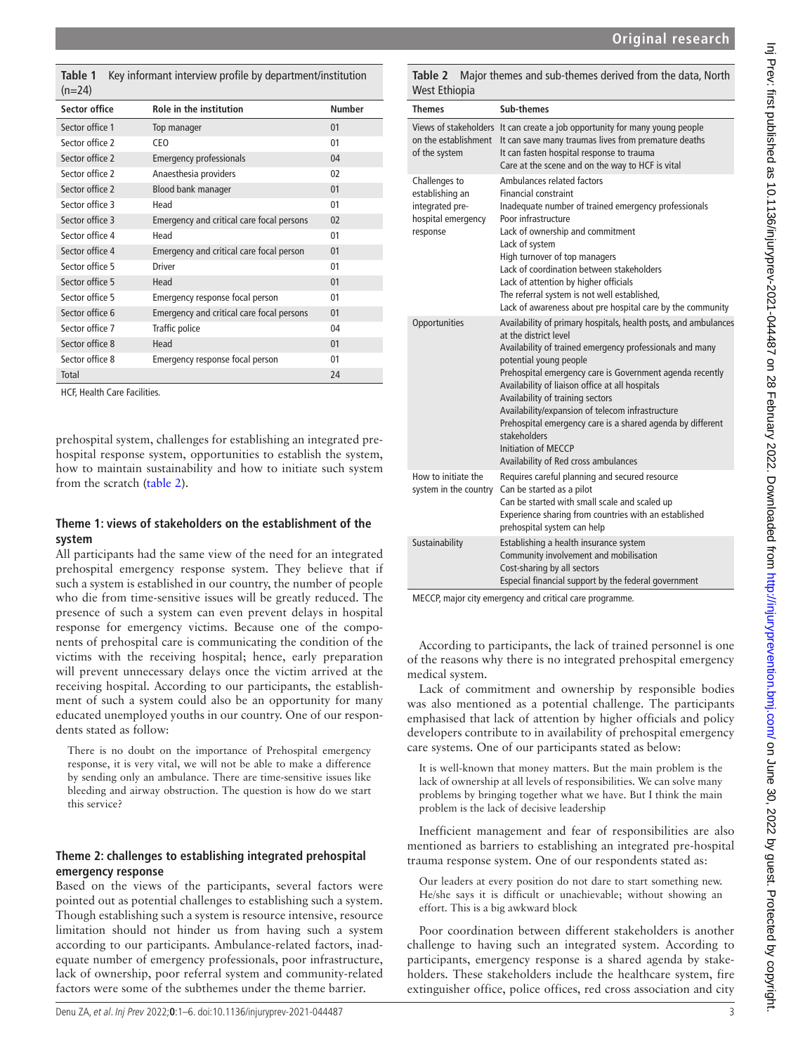**Table 1** Key informant interview profile by department/institution (n=24)

| Sector office | Role in the institution | Number |
|---|---|---|
| Sector office 1 | Top manager | 01 |
| Sector office 2 | CEO | 01 |
| Sector office 2 | Emergency professionals | 04 |
| Sector office 2 | Anaesthesia providers | 02 |
| Sector office 2 | Blood bank manager | 01 |
| Sector office 3 | Head | 01 |
| Sector office 3 | Emergency and critical care focal persons | 02 |
| Sector office 4 | Head | 01 |
| Sector office 4 | Emergency and critical care focal person | 01 |
| Sector office 5 | Driver | 01 |
| Sector office 5 | Head | 01 |
| Sector office 5 | Emergency response focal person | 01 |
| Sector office 6 | Emergency and critical care focal persons | 01 |
| Sector office 7 | Traffic police | 04 |
| Sector office 8 | Head | 01 |
| Sector office 8 | Emergency response focal person | 01 |
| Total | | 24 |

HCF, Health Care Facilities.

prehospital system, challenges for establishing an integrated pre-hospital response system, opportunities to establish the system, how to maintain sustainability and how to initiate such system from the scratch (table 2).

**Table 2** Major themes and sub-themes derived from the data, North West Ethiopia

| Themes | Sub-themes |
|---|---|
| Views of stakeholders on the establishment of the system | It can create a job opportunity for many young people<br>It can save many traumas lives from premature deaths<br>It can fasten hospital response to trauma<br>Care at the scene and on the way to HCF is vital |
| Challenges to establishing an integrated pre-hospital emergency response | Ambulances related factors<br>Financial constraint<br>Inadequate number of trained emergency professionals<br>Poor infrastructure<br>Lack of ownership and commitment<br>Lack of system<br>High turnover of top managers<br>Lack of coordination between stakeholders<br>Lack of attention by higher officials<br>The referral system is not well established,<br>Lack of awareness about pre hospital care by the community |
| Opportunities | Availability of primary hospitals, health posts, and ambulances at the district level<br>Availability of trained emergency professionals and many potential young people<br>Prehospital emergency care is Government agenda recently<br>Availability of liaison office at all hospitals<br>Availability of training sectors<br>Availability/expansion of telecom infrastructure<br>Prehospital emergency care is a shared agenda by different stakeholders<br>Initiation of MECCP<br>Availability of Red cross ambulances |
| How to initiate the system in the country | Requires careful planning and secured resource<br>Can be started as a pilot<br>Can be started with small scale and scaled up<br>Experience sharing from countries with an established prehospital system can help |
| Sustainability | Establishing a health insurance system<br>Community involvement and mobilisation<br>Cost-sharing by all sectors<br>Especial financial support by the federal government |

MECCP, major city emergency and critical care programme.

### Theme 1: views of stakeholders on the establishment of the system

All participants had the same view of the need for an integrated prehospital emergency response system. They believe that if such a system is established in our country, the number of people who die from time-sensitive issues will be greatly reduced. The presence of such a system can even prevent delays in hospital response for emergency victims. Because one of the components of prehospital care is communicating the condition of the victims with the receiving hospital; hence, early preparation will prevent unnecessary delays once the victim arrived at the receiving hospital. According to our participants, the establishment of such a system could also be an opportunity for many educated unemployed youths in our country. One of our respondents stated as follow:

> There is no doubt on the importance of Prehospital emergency response, it is very vital, we will not be able to make a difference by sending only an ambulance. There are time-sensitive issues like bleeding and airway obstruction. The question is how do we start this service?

### Theme 2: challenges to establishing integrated prehospital emergency response

Based on the views of the participants, several factors were pointed out as potential challenges to establishing such a system. Though establishing such a system is resource intensive, resource limitation should not hinder us from having such a system according to our participants. Ambulance-related factors, inadequate number of emergency professionals, poor infrastructure, lack of ownership, poor referral system and community-related factors were some of the subthemes under the theme barrier.

According to participants, the lack of trained personnel is one of the reasons why there is no integrated prehospital emergency medical system.

Lack of commitment and ownership by responsible bodies was also mentioned as a potential challenge. The participants emphasised that lack of attention by higher officials and policy developers contribute to in availability of prehospital emergency care systems. One of our participants stated as below:

> It is well-known that money matters. But the main problem is the lack of ownership at all levels of responsibilities. We can solve many problems by bringing together what we have. But I think the main problem is the lack of decisive leadership

Inefficient management and fear of responsibilities are also mentioned as barriers to establishing an integrated pre-hospital trauma response system. One of our respondents stated as:

> Our leaders at every position do not dare to start something new. He/she says it is difficult or unachievable; without showing an effort. This is a big awkward block

Poor coordination between different stakeholders is another challenge to having such an integrated system. According to participants, emergency response is a shared agenda by stakeholders. These stakeholders include the healthcare system, fire extinguisher office, police offices, red cross association and city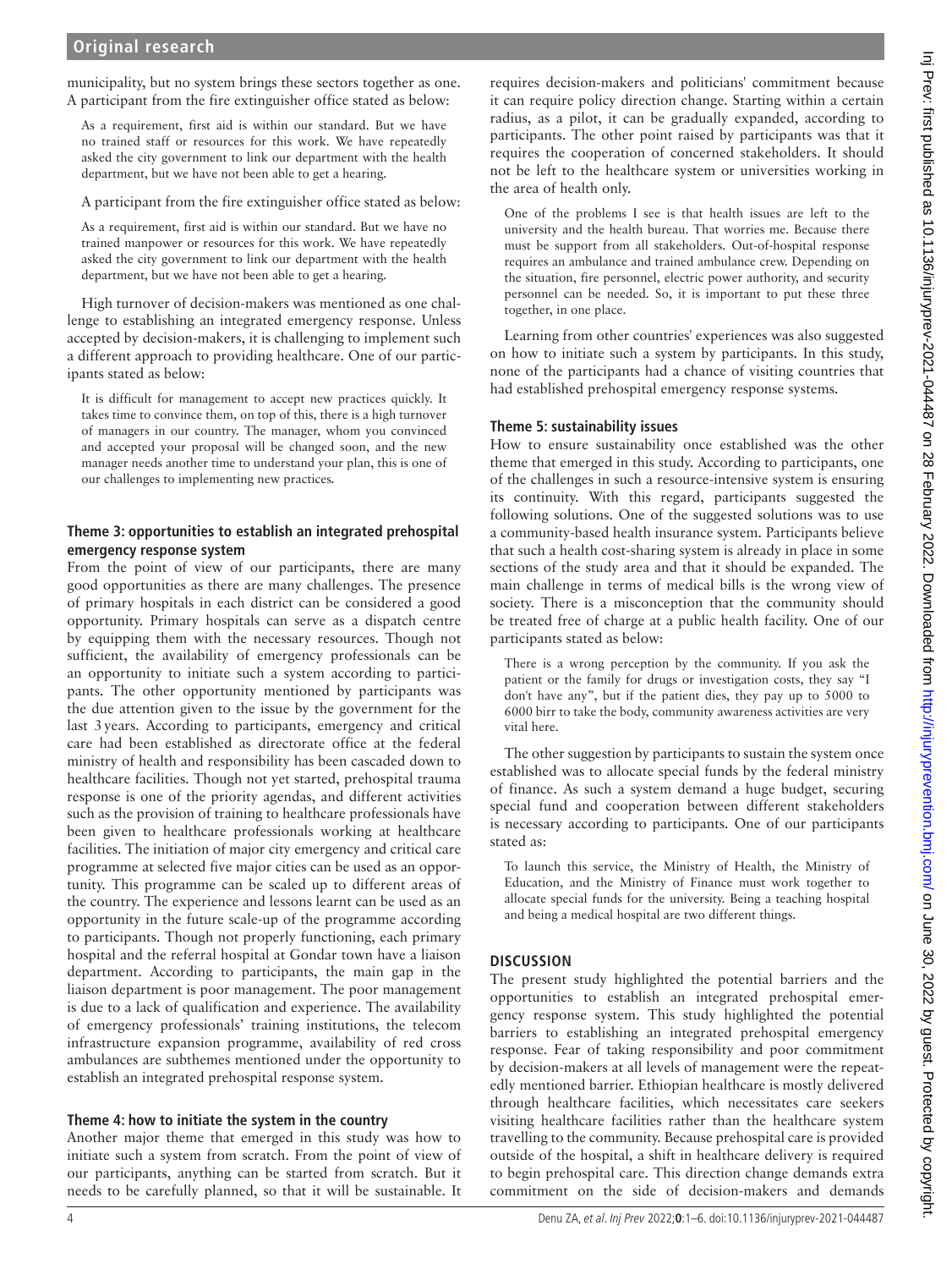municipality, but no system brings these sectors together as one. A participant from the fire extinguisher office stated as below:

> As a requirement, first aid is within our standard. But we have no trained staff or resources for this work. We have repeatedly asked the city government to link our department with the health department, but we have not been able to get a hearing.

A participant from the fire extinguisher office stated as below:

> As a requirement, first aid is within our standard. But we have no trained manpower or resources for this work. We have repeatedly asked the city government to link our department with the health department, but we have not been able to get a hearing.

High turnover of decision-makers was mentioned as one challenge to establishing an integrated emergency response. Unless accepted by decision-makers, it is challenging to implement such a different approach to providing healthcare. One of our participants stated as below:

> It is difficult for management to accept new practices quickly. It takes time to convince them, on top of this, there is a high turnover of managers in our country. The manager, whom you convinced and accepted your proposal will be changed soon, and the new manager needs another time to understand your plan, this is one of our challenges to implementing new practices.

### Theme 3: opportunities to establish an integrated prehospital emergency response system

From the point of view of our participants, there are many good opportunities as there are many challenges. The presence of primary hospitals in each district can be considered a good opportunity. Primary hospitals can serve as a dispatch centre by equipping them with the necessary resources. Though not sufficient, the availability of emergency professionals can be an opportunity to initiate such a system according to participants. The other opportunity mentioned by participants was the due attention given to the issue by the government for the last 3 years. According to participants, emergency and critical care had been established as directorate office at the federal ministry of health and responsibility has been cascaded down to healthcare facilities. Though not yet started, prehospital trauma response is one of the priority agendas, and different activities such as the provision of training to healthcare professionals have been given to healthcare professionals working at healthcare facilities. The initiation of major city emergency and critical care programme at selected five major cities can be used as an opportunity. This programme can be scaled up to different areas of the country. The experience and lessons learnt can be used as an opportunity in the future scale-up of the programme according to participants. Though not properly functioning, each primary hospital and the referral hospital at Gondar town have a liaison department. According to participants, the main gap in the liaison department is poor management. The poor management is due to a lack of qualification and experience. The availability of emergency professionals' training institutions, the telecom infrastructure expansion programme, availability of red cross ambulances are subthemes mentioned under the opportunity to establish an integrated prehospital response system.

### Theme 4: how to initiate the system in the country

Another major theme that emerged in this study was how to initiate such a system from scratch. From the point of view of our participants, anything can be started from scratch. But it needs to be carefully planned, so that it will be sustainable. It requires decision-makers and politicians' commitment because it can require policy direction change. Starting within a certain radius, as a pilot, it can be gradually expanded, according to participants. The other point raised by participants was that it requires the cooperation of concerned stakeholders. It should not be left to the healthcare system or universities working in the area of health only.

> One of the problems I see is that health issues are left to the university and the health bureau. That worries me. Because there must be support from all stakeholders. Out-of-hospital response requires an ambulance and trained ambulance crew. Depending on the situation, fire personnel, electric power authority, and security personnel can be needed. So, it is important to put these three together, in one place.

Learning from other countries' experiences was also suggested on how to initiate such a system by participants. In this study, none of the participants had a chance of visiting countries that had established prehospital emergency response systems.

### Theme 5: sustainability issues

How to ensure sustainability once established was the other theme that emerged in this study. According to participants, one of the challenges in such a resource-intensive system is ensuring its continuity. With this regard, participants suggested the following solutions. One of the suggested solutions was to use a community-based health insurance system. Participants believe that such a health cost-sharing system is already in place in some sections of the study area and that it should be expanded. The main challenge in terms of medical bills is the wrong view of society. There is a misconception that the community should be treated free of charge at a public health facility. One of our participants stated as below:

> There is a wrong perception by the community. If you ask the patient or the family for drugs or investigation costs, they say "I don't have any", but if the patient dies, they pay up to 5000 to 6000 birr to take the body, community awareness activities are very vital here.

The other suggestion by participants to sustain the system once established was to allocate special funds by the federal ministry of finance. As such a system demand a huge budget, securing special fund and cooperation between different stakeholders is necessary according to participants. One of our participants stated as:

> To launch this service, the Ministry of Health, the Ministry of Education, and the Ministry of Finance must work together to allocate special funds for the university. Being a teaching hospital and being a medical hospital are two different things.

## DISCUSSION

The present study highlighted the potential barriers and the opportunities to establish an integrated prehospital emergency response system. This study highlighted the potential barriers to establishing an integrated prehospital emergency response. Fear of taking responsibility and poor commitment by decision-makers at all levels of management were the repeatedly mentioned barrier. Ethiopian healthcare is mostly delivered through healthcare facilities, which necessitates care seekers visiting healthcare facilities rather than the healthcare system travelling to the community. Because prehospital care is provided outside of the hospital, a shift in healthcare delivery is required to begin prehospital care. This direction change demands extra commitment on the side of decision-makers and demands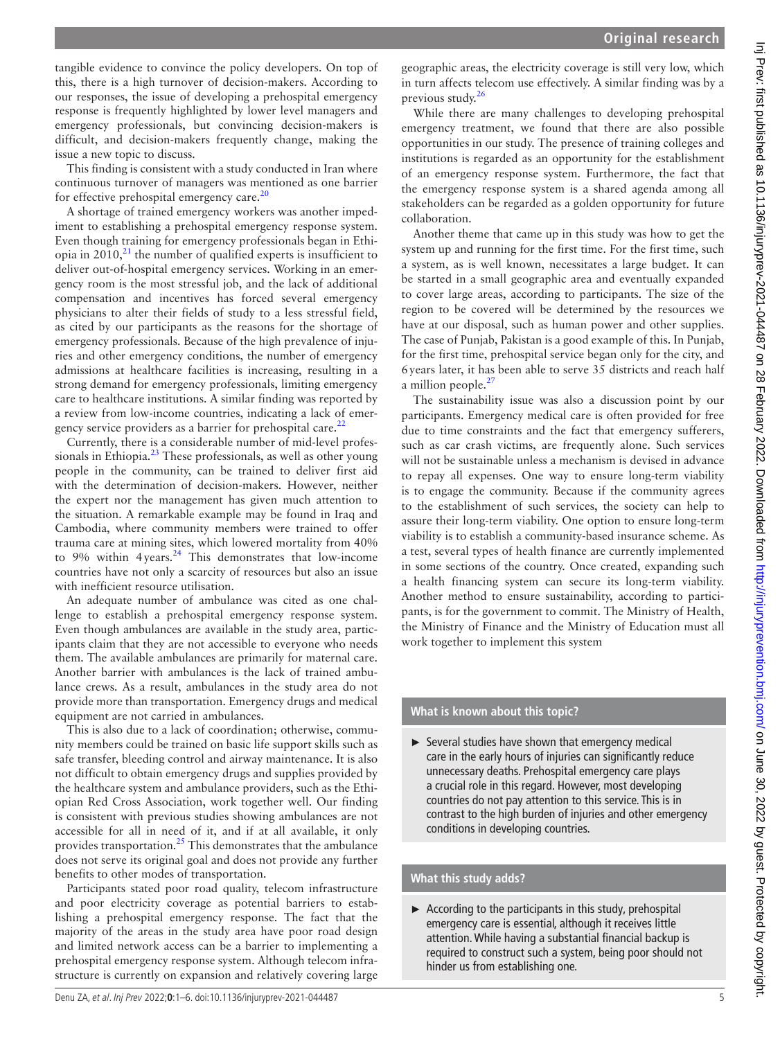tangible evidence to convince the policy developers. On top of this, there is a high turnover of decision-makers. According to our responses, the issue of developing a prehospital emergency response is frequently highlighted by lower level managers and emergency professionals, but convincing decision-makers is difficult, and decision-makers frequently change, making the issue a new topic to discuss.

This finding is consistent with a study conducted in Iran where continuous turnover of managers was mentioned as one barrier for effective prehospital emergency care.[20]

A shortage of trained emergency workers was another impediment to establishing a prehospital emergency response system. Even though training for emergency professionals began in Ethiopia in 2010,[21] the number of qualified experts is insufficient to deliver out-of-hospital emergency services. Working in an emergency room is the most stressful job, and the lack of additional compensation and incentives has forced several emergency physicians to alter their fields of study to a less stressful field, as cited by our participants as the reasons for the shortage of emergency professionals. Because of the high prevalence of injuries and other emergency conditions, the number of emergency admissions at healthcare facilities is increasing, resulting in a strong demand for emergency professionals, limiting emergency care to healthcare institutions. A similar finding was reported by a review from low-income countries, indicating a lack of emergency service providers as a barrier for prehospital care.[22]

Currently, there is a considerable number of mid-level professionals in Ethiopia.[23] These professionals, as well as other young people in the community, can be trained to deliver first aid with the determination of decision-makers. However, neither the expert nor the management has given much attention to the situation. A remarkable example may be found in Iraq and Cambodia, where community members were trained to offer trauma care at mining sites, which lowered mortality from 40% to 9% within 4 years.[24] This demonstrates that low-income countries have not only a scarcity of resources but also an issue with inefficient resource utilisation.

An adequate number of ambulance was cited as one challenge to establish a prehospital emergency response system. Even though ambulances are available in the study area, participants claim that they are not accessible to everyone who needs them. The available ambulances are primarily for maternal care. Another barrier with ambulances is the lack of trained ambulance crews. As a result, ambulances in the study area do not provide more than transportation. Emergency drugs and medical equipment are not carried in ambulances.

This is also due to a lack of coordination; otherwise, community members could be trained on basic life support skills such as safe transfer, bleeding control and airway maintenance. It is also not difficult to obtain emergency drugs and supplies provided by the healthcare system and ambulance providers, such as the Ethiopian Red Cross Association, work together well. Our finding is consistent with previous studies showing ambulances are not accessible for all in need of it, and if at all available, it only provides transportation.[25] This demonstrates that the ambulance does not serve its original goal and does not provide any further benefits to other modes of transportation.

Participants stated poor road quality, telecom infrastructure and poor electricity coverage as potential barriers to establishing a prehospital emergency response. The fact that the majority of the areas in the study area have poor road design and limited network access can be a barrier to implementing a prehospital emergency response system. Although telecom infrastructure is currently on expansion and relatively covering large geographic areas, the electricity coverage is still very low, which in turn affects telecom use effectively. A similar finding was by a previous study.[26]

While there are many challenges to developing prehospital emergency treatment, we found that there are also possible opportunities in our study. The presence of training colleges and institutions is regarded as an opportunity for the establishment of an emergency response system. Furthermore, the fact that the emergency response system is a shared agenda among all stakeholders can be regarded as a golden opportunity for future collaboration.

Another theme that came up in this study was how to get the system up and running for the first time. For the first time, such a system, as is well known, necessitates a large budget. It can be started in a small geographic area and eventually expanded to cover large areas, according to participants. The size of the region to be covered will be determined by the resources we have at our disposal, such as human power and other supplies. The case of Punjab, Pakistan is a good example of this. In Punjab, for the first time, prehospital service began only for the city, and 6 years later, it has been able to serve 35 districts and reach half a million people.[27]

The sustainability issue was also a discussion point by our participants. Emergency medical care is often provided for free due to time constraints and the fact that emergency sufferers, such as car crash victims, are frequently alone. Such services will not be sustainable unless a mechanism is devised in advance to repay all expenses. One way to ensure long-term viability is to engage the community. Because if the community agrees to the establishment of such services, the society can help to assure their long-term viability. One option to ensure long-term viability is to establish a community-based insurance scheme. As a test, several types of health finance are currently implemented in some sections of the country. Once created, expanding such a health financing system can secure its long-term viability. Another method to ensure sustainability, according to participants, is for the government to commit. The Ministry of Health, the Ministry of Finance and the Ministry of Education must all work together to implement this system

## What is known about this topic?

- Several studies have shown that emergency medical care in the early hours of injuries can significantly reduce unnecessary deaths. Prehospital emergency care plays a crucial role in this regard. However, most developing countries do not pay attention to this service. This is in contrast to the high burden of injuries and other emergency conditions in developing countries.

## What this study adds?

- According to the participants in this study, prehospital emergency care is essential, although it receives little attention. While having a substantial financial backup is required to construct such a system, being poor should not hinder us from establishing one.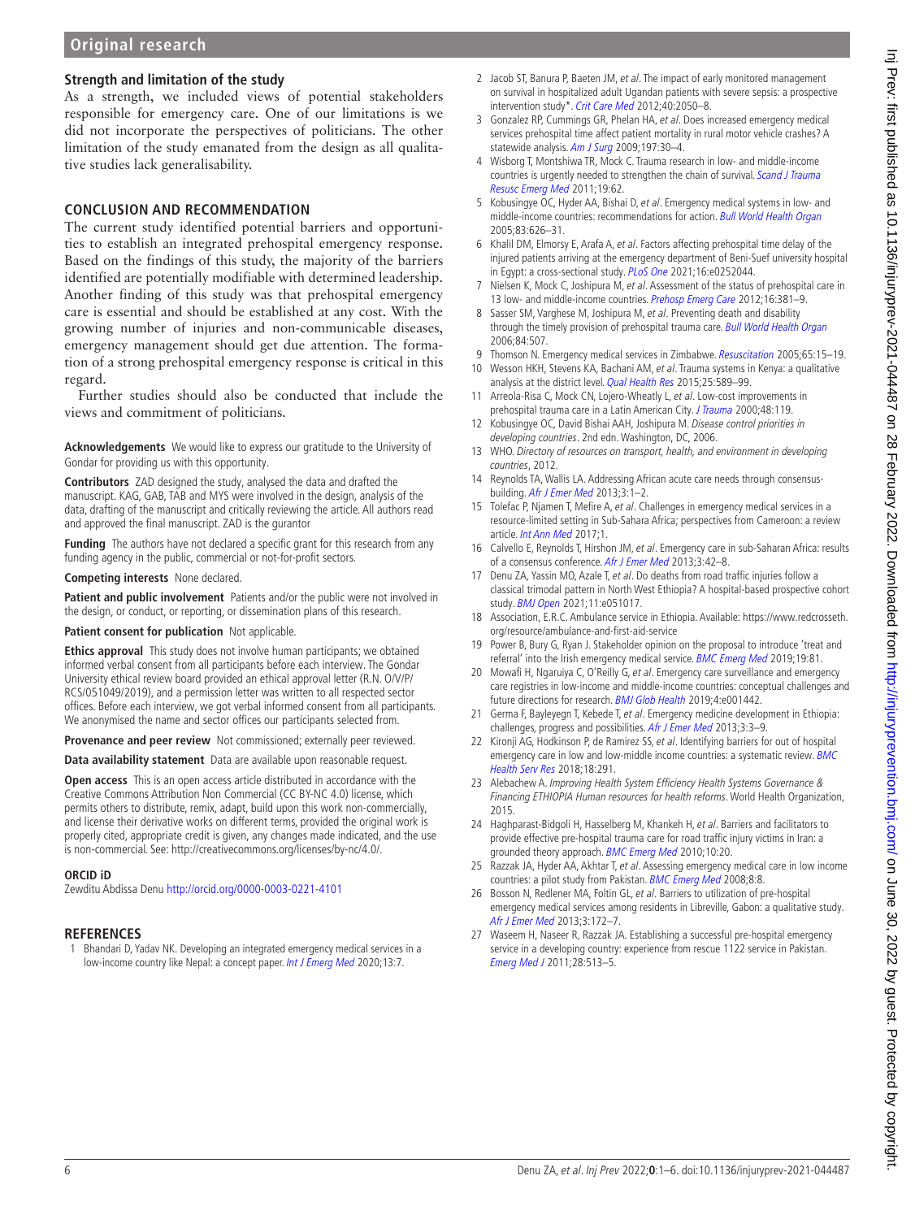### Strength and limitation of the study

As a strength, we included views of potential stakeholders responsible for emergency care. One of our limitations is we did not incorporate the perspectives of politicians. The other limitation of the study emanated from the design as all qualitative studies lack generalisability.

## CONCLUSION AND RECOMMENDATION

The current study identified potential barriers and opportunities to establish an integrated prehospital emergency response. Based on the findings of this study, the majority of the barriers identified are potentially modifiable with determined leadership. Another finding of this study was that prehospital emergency care is essential and should be established at any cost. With the growing number of injuries and non-communicable diseases, emergency management should get due attention. The formation of a strong prehospital emergency response is critical in this regard.

Further studies should also be conducted that include the views and commitment of politicians.

**Acknowledgements** We would like to express our gratitude to the University of Gondar for providing us with this opportunity.

**Contributors** ZAD designed the study, analysed the data and drafted the manuscript. KAG, GAB, TAB and MYS were involved in the design, analysis of the data, drafting of the manuscript and critically reviewing the article. All authors read and approved the final manuscript. ZAD is the gurantor

**Funding** The authors have not declared a specific grant for this research from any funding agency in the public, commercial or not-for-profit sectors.

**Competing interests** None declared.

**Patient and public involvement** Patients and/or the public were not involved in the design, or conduct, or reporting, or dissemination plans of this research.

**Patient consent for publication** Not applicable.

**Ethics approval** This study does not involve human participants; we obtained informed verbal consent from all participants before each interview. The Gondar University ethical review board provided an ethical approval letter (R.N. O/V/P/RCS/051049/2019), and a permission letter was written to all respected sector offices. Before each interview, we got verbal informed consent from all participants. We anonymised the name and sector offices our participants selected from.

**Provenance and peer review** Not commissioned; externally peer reviewed.

**Data availability statement** Data are available upon reasonable request.

**Open access** This is an open access article distributed in accordance with the Creative Commons Attribution Non Commercial (CC BY-NC 4.0) license, which permits others to distribute, remix, adapt, build upon this work non-commercially, and license their derivative works on different terms, provided the original work is properly cited, appropriate credit is given, any changes made indicated, and the use is non-commercial. See: http://creativecommons.org/licenses/by-nc/4.0/.

### ORCID iD

Zewditu Abdissa Denu http://orcid.org/0000-0003-0221-4101

## REFERENCES

1. Bhandari D, Yadav NK. Developing an integrated emergency medical services in a low-income country like Nepal: a concept paper. *Int J Emerg Med* 2020;13:7.
2. Jacob ST, Banura P, Baeten JM, *et al*. The impact of early monitored management on survival in hospitalized adult Ugandan patients with severe sepsis: a prospective intervention study*. *Crit Care Med* 2012;40:2050–8.
3. Gonzalez RP, Cummings GR, Phelan HA, *et al*. Does increased emergency medical services prehospital time affect patient mortality in rural motor vehicle crashes? A statewide analysis. *Am J Surg* 2009;197:30–4.
4. Wisborg T, Montshiwa TR, Mock C. Trauma research in low- and middle-income countries is urgently needed to strengthen the chain of survival. *Scand J Trauma Resusc Emerg Med* 2011;19:62.
5. Kobusingye OC, Hyder AA, Bishai D, *et al*. Emergency medical systems in low- and middle-income countries: recommendations for action. *Bull World Health Organ* 2005;83:626–31.
6. Khalil DM, Elmorsy E, Arafa A, *et al*. Factors affecting prehospital time delay of the injured patients arriving at the emergency department of Beni-Suef university hospital in Egypt: a cross-sectional study. *PLoS One* 2021;16:e0252044.
7. Nielsen K, Mock C, Joshipura M, *et al*. Assessment of the status of prehospital care in 13 low- and middle-income countries. *Prehosp Emerg Care* 2012;16:381–9.
8. Sasser SM, Varghese M, Joshipura M, *et al*. Preventing death and disability through the timely provision of prehospital trauma care. *Bull World Health Organ* 2006;84:507.
9. Thomson N. Emergency medical services in Zimbabwe. *Resuscitation* 2005;65:15–19.
10. Wesson HKH, Stevens KA, Bachani AM, *et al*. Trauma systems in Kenya: a qualitative analysis at the district level. *Qual Health Res* 2015;25:589–99.
11. Arreola-Risa C, Mock CN, Lojero-Wheatly L, *et al*. Low-cost improvements in prehospital trauma care in a Latin American City. *J Trauma* 2000;48:119.
12. Kobusingye OC, David Bishai AAH, Joshipura M. *Disease control priorities in developing countries*. 2nd edn. Washington, DC, 2006.
13. WHO. *Directory of resources on transport, health, and environment in developing countries*, 2012.
14. Reynolds TA, Wallis LA. Addressing African acute care needs through consensus-building. *Afr J Emer Med* 2013;3:1–2.
15. Tolefac P, Njamen T, Mefire A, *et al*. Challenges in emergency medical services in a resource-limited setting in Sub-Sahara Africa; perspectives from Cameroon: a review article. *Int Ann Med* 2017;1.
16. Calvello E, Reynolds T, Hirshon JM, *et al*. Emergency care in sub-Saharan Africa: results of a consensus conference. *Afr J Emer Med* 2013;3:42–8.
17. Denu ZA, Yassin MO, Azale T, *et al*. Do deaths from road traffic injuries follow a classical trimodal pattern in North West Ethiopia? A hospital-based prospective cohort study. *BMJ Open* 2021;11:e051017.
18. Association, E.R.C. Ambulance service in Ethiopia. Available: https://www.redcrosseth.org/resource/ambulance-and-first-aid-service
19. Power B, Bury G, Ryan J. Stakeholder opinion on the proposal to introduce 'treat and referral' into the Irish emergency medical service. *BMC Emerg Med* 2019;19:81.
20. Mowafi H, Ngaruiya C, O'Reilly G, *et al*. Emergency care surveillance and emergency care registries in low-income and middle-income countries: conceptual challenges and future directions for research. *BMJ Glob Health* 2019;4:e001442.
21. Germa F, Bayleyegn T, Kebede T, *et al*. Emergency medicine development in Ethiopia: challenges, progress and possibilities. *Afr J Emer Med* 2013;3:3–9.
22. Kironji AG, Hodkinson P, de Ramirez SS, *et al*. Identifying barriers for out of hospital emergency care in low and low-middle income countries: a systematic review. *BMC Health Serv Res* 2018;18:291.
23. Alebachew A. *Improving Health System Efficiency Health Systems Governance & Financing ETHIOPIA Human resources for health reforms*. World Health Organization, 2015.
24. Haghparast-Bidgoli H, Hasselberg M, Khankeh H, *et al*. Barriers and facilitators to provide effective pre-hospital trauma care for road traffic injury victims in Iran: a grounded theory approach. *BMC Emerg Med* 2010;10:20.
25. Razzak JA, Hyder AA, Akhtar T, *et al*. Assessing emergency medical care in low income countries: a pilot study from Pakistan. *BMC Emerg Med* 2008;8:8.
26. Bosson N, Redlener MA, Foltin GL, *et al*. Barriers to utilization of pre-hospital emergency medical services among residents in Libreville, Gabon: a qualitative study. *Afr J Emer Med* 2013;3:172–7.
27. Waseem H, Naseer R, Razzak JA. Establishing a successful pre-hospital emergency service in a developing country: experience from rescue 1122 service in Pakistan. *Emerg Med J* 2011;28:513–5.